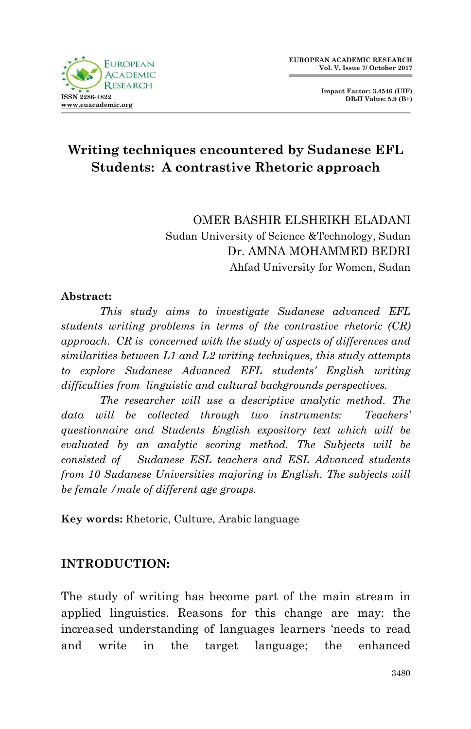# Writing techniques encountered by Sudanese EFL Students: A contrastive Rhetoric approach

OMER BASHIR ELSHEIKH ELADANI
Sudan University of Science &Technology, Sudan
Dr. AMNA MOHAMMED BEDRI
Ahfad University for Women, Sudan

**Abstract:**

*This study aims to investigate Sudanese advanced EFL students writing problems in terms of the contrastive rhetoric (CR) approach. CR is concerned with the study of aspects of differences and similarities between L1 and L2 writing techniques, this study attempts to explore Sudanese Advanced EFL students' English writing difficulties from linguistic and cultural backgrounds perspectives.*

*The researcher will use a descriptive analytic method. The data will be collected through two instruments: Teachers' questionnaire and Students English expository text which will be evaluated by an analytic scoring method. The Subjects will be consisted of Sudanese ESL teachers and ESL Advanced students from 10 Sudanese Universities majoring in English. The subjects will be female /male of different age groups.*

**Key words:** Rhetoric, Culture, Arabic language

## INTRODUCTION:

The study of writing has become part of the main stream in applied linguistics. Reasons for this change are may: the increased understanding of languages learners 'needs to read and write in the target language; the enhanced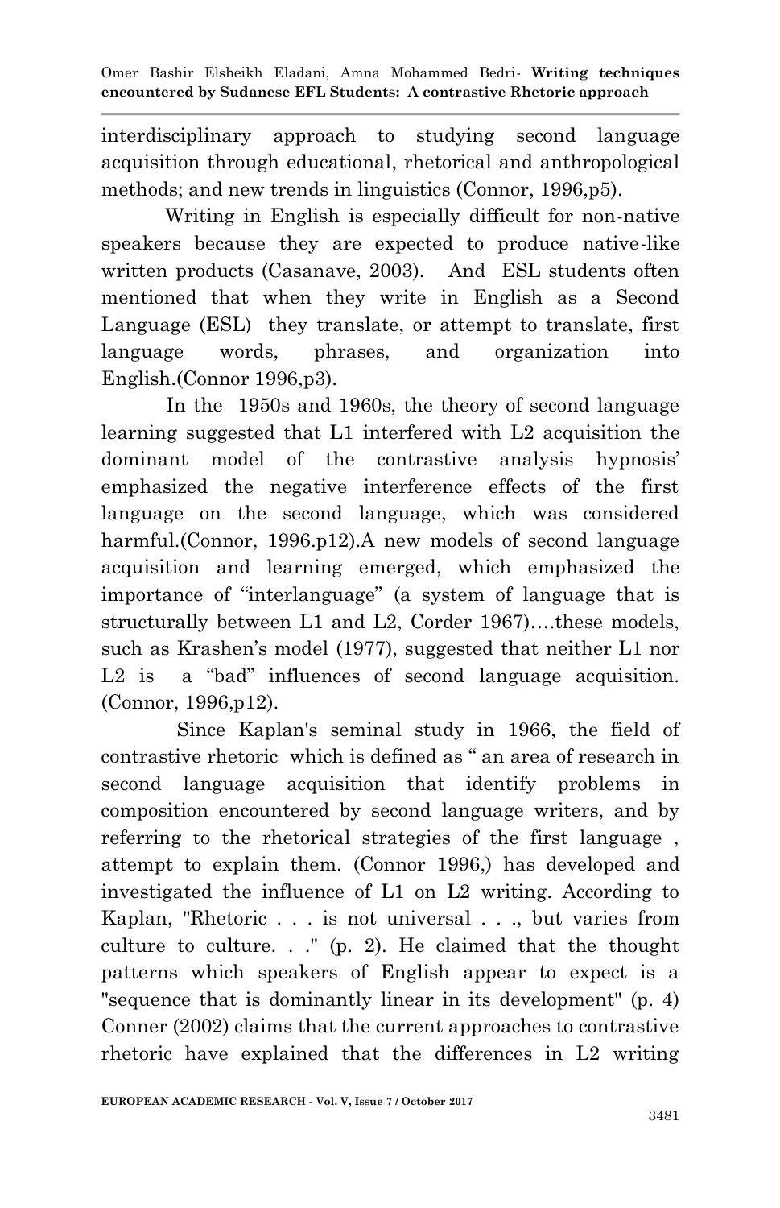interdisciplinary approach to studying second language acquisition through educational, rhetorical and anthropological methods; and new trends in linguistics (Connor, 1996,p5).

Writing in English is especially difficult for non-native speakers because they are expected to produce native-like written products (Casanave, 2003). And ESL students often mentioned that when they write in English as a Second Language (ESL) they translate, or attempt to translate, first language words, phrases, and organization into English.(Connor 1996,p3).

In the 1950s and 1960s, the theory of second language learning suggested that L1 interfered with L2 acquisition the dominant model of the contrastive analysis hypnosis' emphasized the negative interference effects of the first language on the second language, which was considered harmful.(Connor, 1996.p12).A new models of second language acquisition and learning emerged, which emphasized the importance of "interlanguage" (a system of language that is structurally between L1 and L2, Corder 1967)….these models, such as Krashen's model (1977), suggested that neither L1 nor L2 is a "bad" influences of second language acquisition. (Connor, 1996,p12).

Since Kaplan's seminal study in 1966, the field of contrastive rhetoric which is defined as " an area of research in second language acquisition that identify problems in composition encountered by second language writers, and by referring to the rhetorical strategies of the first language , attempt to explain them. (Connor 1996,) has developed and investigated the influence of L1 on L2 writing. According to Kaplan, "Rhetoric . . . is not universal . . ., but varies from culture to culture. . ." (p. 2). He claimed that the thought patterns which speakers of English appear to expect is a "sequence that is dominantly linear in its development" (p. 4) Conner (2002) claims that the current approaches to contrastive rhetoric have explained that the differences in L2 writing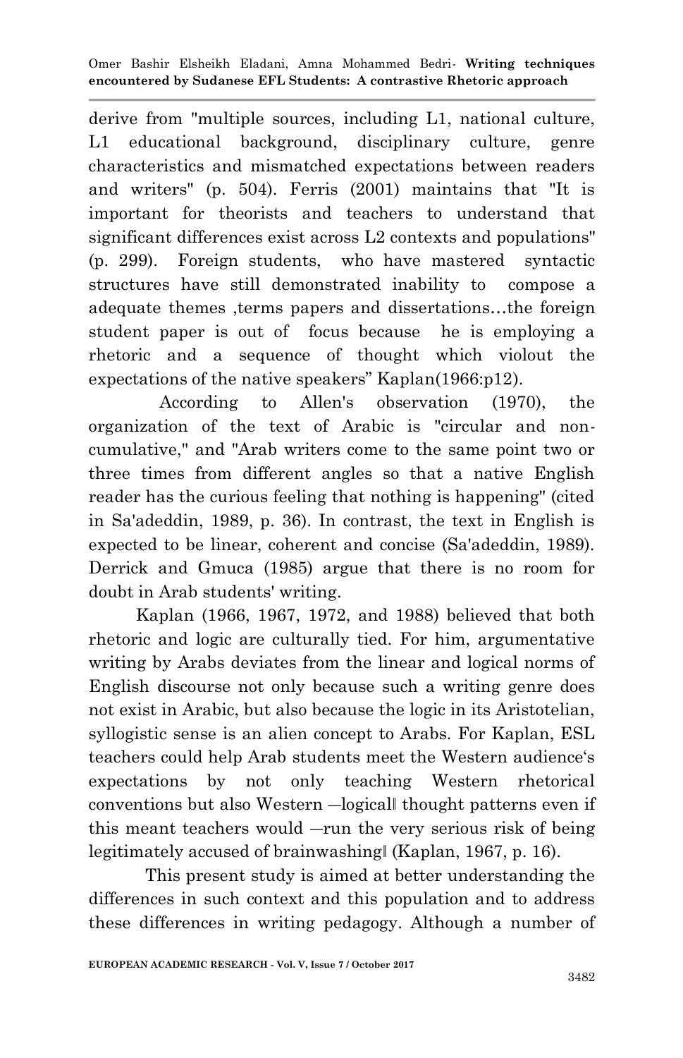derive from "multiple sources, including L1, national culture, L1 educational background, disciplinary culture, genre characteristics and mismatched expectations between readers and writers" (p. 504). Ferris (2001) maintains that "It is important for theorists and teachers to understand that significant differences exist across L2 contexts and populations" (p. 299). Foreign students, who have mastered syntactic structures have still demonstrated inability to compose a adequate themes ,terms papers and dissertations…the foreign student paper is out of focus because he is employing a rhetoric and a sequence of thought which violout the expectations of the native speakers" Kaplan(1966:p12).

According to Allen's observation (1970), the organization of the text of Arabic is "circular and non-cumulative," and "Arab writers come to the same point two or three times from different angles so that a native English reader has the curious feeling that nothing is happening" (cited in Sa'adeddin, 1989, p. 36). In contrast, the text in English is expected to be linear, coherent and concise (Sa'adeddin, 1989). Derrick and Gmuca (1985) argue that there is no room for doubt in Arab students' writing.

Kaplan (1966, 1967, 1972, and 1988) believed that both rhetoric and logic are culturally tied. For him, argumentative writing by Arabs deviates from the linear and logical norms of English discourse not only because such a writing genre does not exist in Arabic, but also because the logic in its Aristotelian, syllogistic sense is an alien concept to Arabs. For Kaplan, ESL teachers could help Arab students meet the Western audience's expectations by not only teaching Western rhetorical conventions but also Western ―logical‖ thought patterns even if this meant teachers would ―run the very serious risk of being legitimately accused of brainwashing‖ (Kaplan, 1967, p. 16).

This present study is aimed at better understanding the differences in such context and this population and to address these differences in writing pedagogy. Although a number of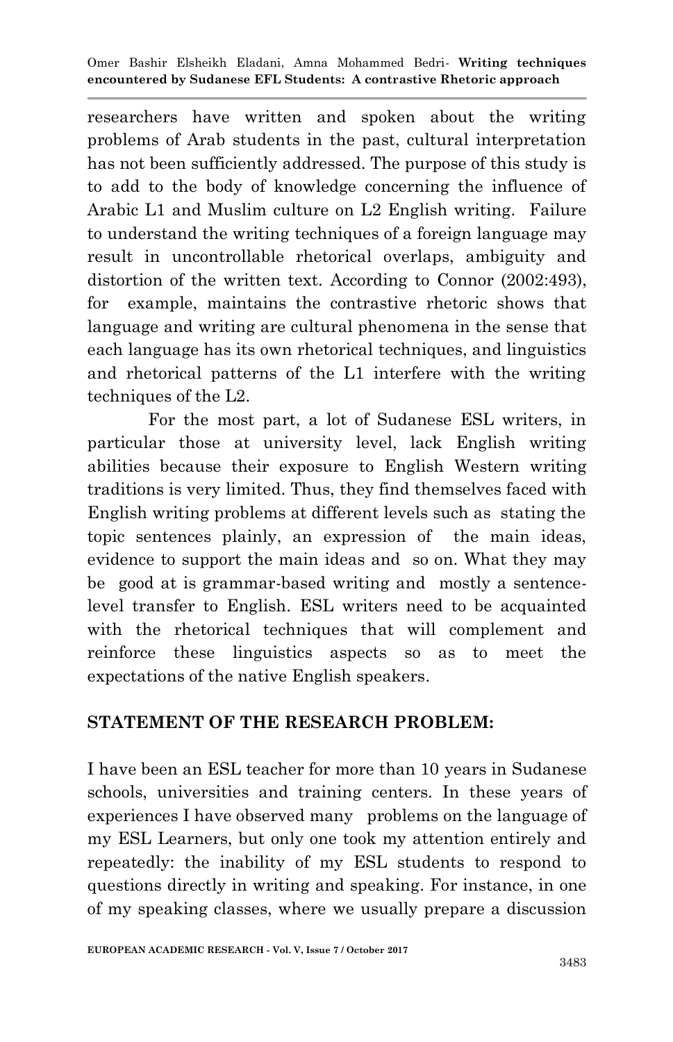researchers have written and spoken about the writing problems of Arab students in the past, cultural interpretation has not been sufficiently addressed. The purpose of this study is to add to the body of knowledge concerning the influence of Arabic L1 and Muslim culture on L2 English writing. Failure to understand the writing techniques of a foreign language may result in uncontrollable rhetorical overlaps, ambiguity and distortion of the written text. According to Connor (2002:493), for example, maintains the contrastive rhetoric shows that language and writing are cultural phenomena in the sense that each language has its own rhetorical techniques, and linguistics and rhetorical patterns of the L1 interfere with the writing techniques of the L2.

For the most part, a lot of Sudanese ESL writers, in particular those at university level, lack English writing abilities because their exposure to English Western writing traditions is very limited. Thus, they find themselves faced with English writing problems at different levels such as stating the topic sentences plainly, an expression of the main ideas, evidence to support the main ideas and so on. What they may be good at is grammar-based writing and mostly a sentence-level transfer to English. ESL writers need to be acquainted with the rhetorical techniques that will complement and reinforce these linguistics aspects so as to meet the expectations of the native English speakers.

## STATEMENT OF THE RESEARCH PROBLEM:

I have been an ESL teacher for more than 10 years in Sudanese schools, universities and training centers. In these years of experiences I have observed many problems on the language of my ESL Learners, but only one took my attention entirely and repeatedly: the inability of my ESL students to respond to questions directly in writing and speaking. For instance, in one of my speaking classes, where we usually prepare a discussion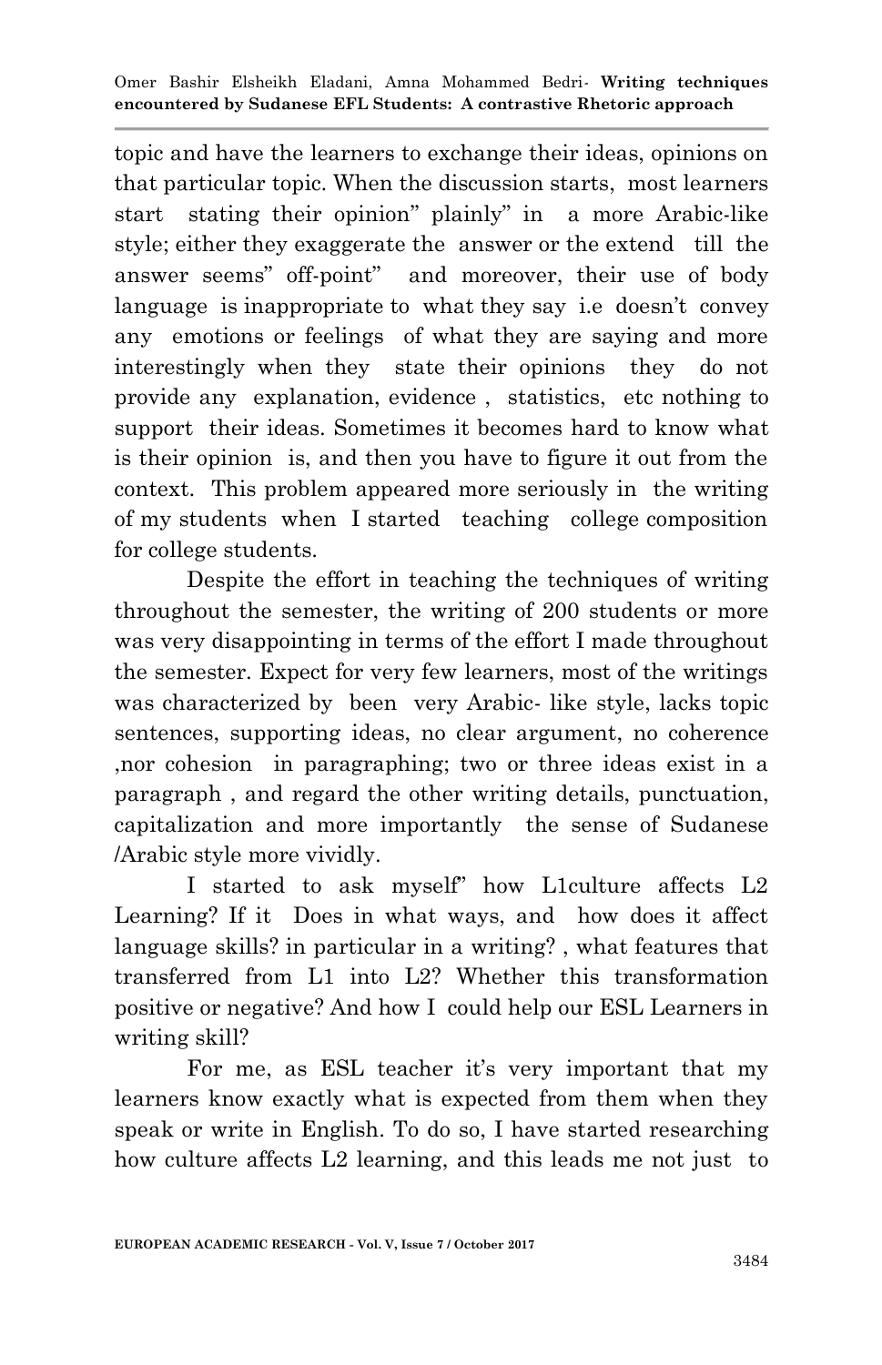topic and have the learners to exchange their ideas, opinions on that particular topic. When the discussion starts, most learners start stating their opinion" plainly" in a more Arabic-like style; either they exaggerate the answer or the extend till the answer seems" off-point" and moreover, their use of body language is inappropriate to what they say i.e doesn't convey any emotions or feelings of what they are saying and more interestingly when they state their opinions they do not provide any explanation, evidence , statistics, etc nothing to support their ideas. Sometimes it becomes hard to know what is their opinion is, and then you have to figure it out from the context. This problem appeared more seriously in the writing of my students when I started teaching college composition for college students.

Despite the effort in teaching the techniques of writing throughout the semester, the writing of 200 students or more was very disappointing in terms of the effort I made throughout the semester. Expect for very few learners, most of the writings was characterized by been very Arabic- like style, lacks topic sentences, supporting ideas, no clear argument, no coherence ,nor cohesion in paragraphing; two or three ideas exist in a paragraph , and regard the other writing details, punctuation, capitalization and more importantly the sense of Sudanese /Arabic style more vividly.

I started to ask myself" how L1culture affects L2 Learning? If it Does in what ways, and how does it affect language skills? in particular in a writing? , what features that transferred from L1 into L2? Whether this transformation positive or negative? And how I could help our ESL Learners in writing skill?

For me, as ESL teacher it's very important that my learners know exactly what is expected from them when they speak or write in English. To do so, I have started researching how culture affects L2 learning, and this leads me not just to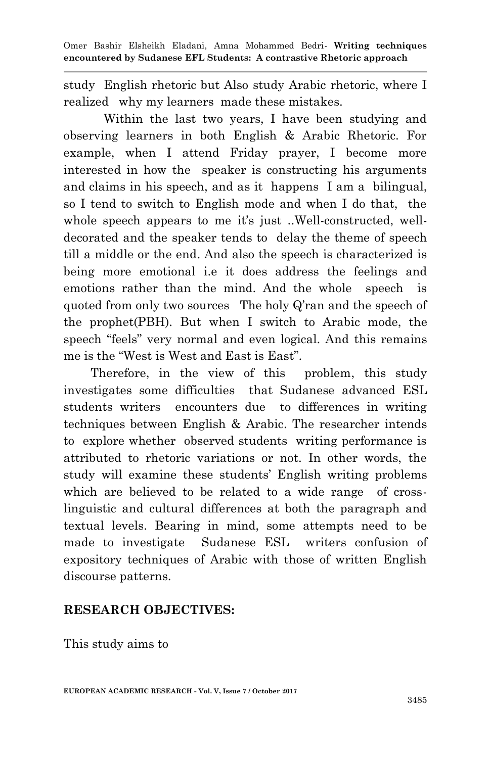study English rhetoric but Also study Arabic rhetoric, where I realized why my learners made these mistakes.

Within the last two years, I have been studying and observing learners in both English & Arabic Rhetoric. For example, when I attend Friday prayer, I become more interested in how the speaker is constructing his arguments and claims in his speech, and as it happens I am a bilingual, so I tend to switch to English mode and when I do that, the whole speech appears to me it's just ..Well-constructed, well-decorated and the speaker tends to delay the theme of speech till a middle or the end. And also the speech is characterized is being more emotional i.e it does address the feelings and emotions rather than the mind. And the whole speech is quoted from only two sources The holy Q'ran and the speech of the prophet(PBH). But when I switch to Arabic mode, the speech "feels" very normal and even logical. And this remains me is the "West is West and East is East".

Therefore, in the view of this problem, this study investigates some difficulties that Sudanese advanced ESL students writers encounters due to differences in writing techniques between English & Arabic. The researcher intends to explore whether observed students writing performance is attributed to rhetoric variations or not. In other words, the study will examine these students' English writing problems which are believed to be related to a wide range of cross-linguistic and cultural differences at both the paragraph and textual levels. Bearing in mind, some attempts need to be made to investigate Sudanese ESL writers confusion of expository techniques of Arabic with those of written English discourse patterns.

## RESEARCH OBJECTIVES:

This study aims to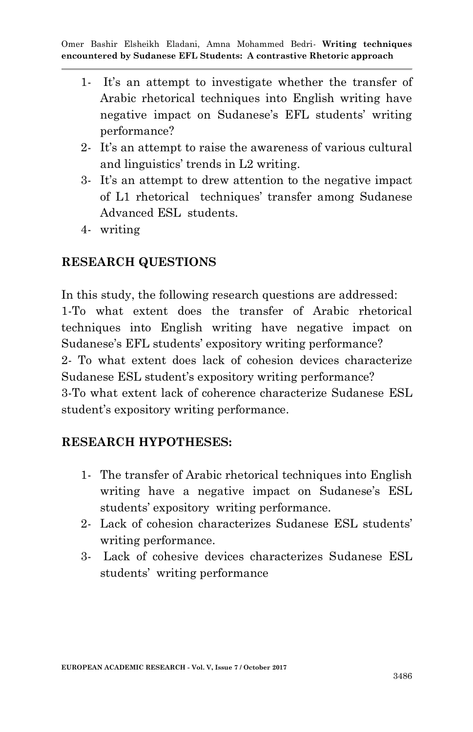1- It's an attempt to investigate whether the transfer of Arabic rhetorical techniques into English writing have negative impact on Sudanese's EFL students' writing performance?
2- It's an attempt to raise the awareness of various cultural and linguistics' trends in L2 writing.
3- It's an attempt to drew attention to the negative impact of L1 rhetorical techniques' transfer among Sudanese Advanced ESL students.
4- writing

## RESEARCH QUESTIONS

In this study, the following research questions are addressed:

1-To what extent does the transfer of Arabic rhetorical techniques into English writing have negative impact on Sudanese's EFL students' expository writing performance?

2- To what extent does lack of cohesion devices characterize Sudanese ESL student's expository writing performance?

3-To what extent lack of coherence characterize Sudanese ESL student's expository writing performance.

## RESEARCH HYPOTHESES:

1- The transfer of Arabic rhetorical techniques into English writing have a negative impact on Sudanese's ESL students' expository writing performance.
2- Lack of cohesion characterizes Sudanese ESL students' writing performance.
3- Lack of cohesive devices characterizes Sudanese ESL students' writing performance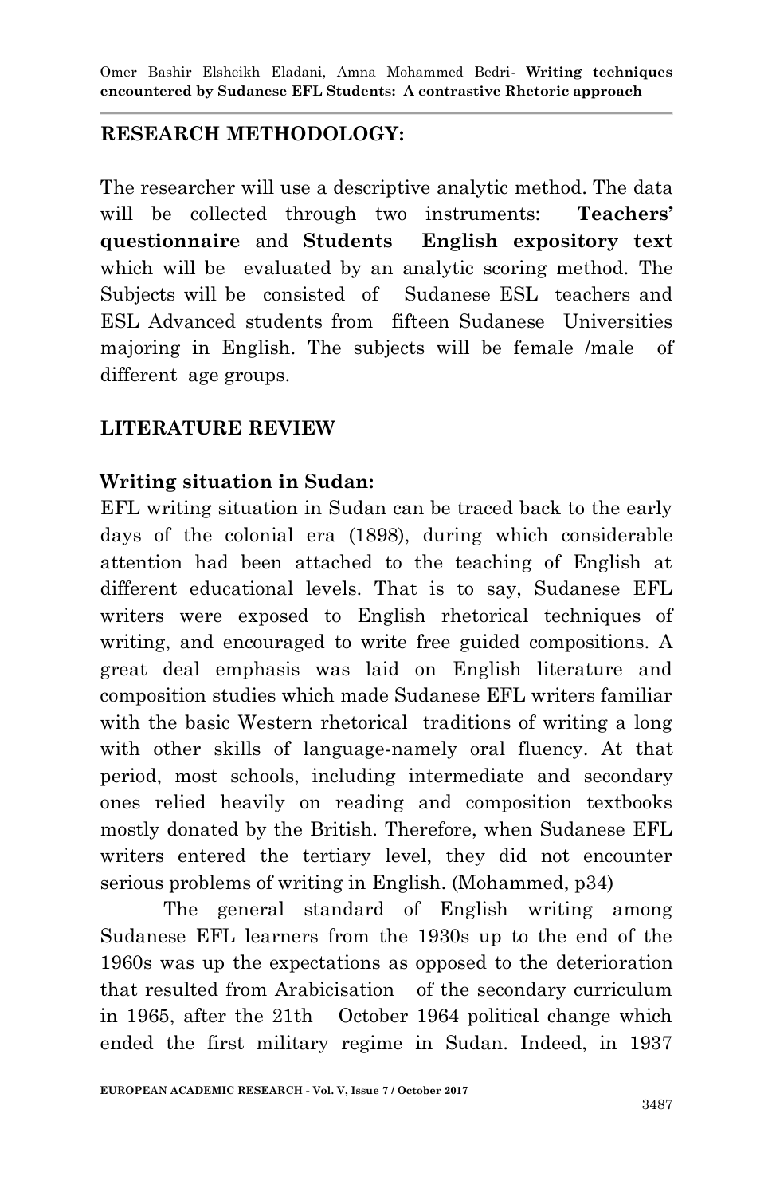## RESEARCH METHODOLOGY:

The researcher will use a descriptive analytic method. The data will be collected through two instruments: **Teachers' questionnaire** and **Students English expository text** which will be evaluated by an analytic scoring method. The Subjects will be consisted of Sudanese ESL teachers and ESL Advanced students from fifteen Sudanese Universities majoring in English. The subjects will be female /male of different age groups.

## LITERATURE REVIEW

### Writing situation in Sudan:

EFL writing situation in Sudan can be traced back to the early days of the colonial era (1898), during which considerable attention had been attached to the teaching of English at different educational levels. That is to say, Sudanese EFL writers were exposed to English rhetorical techniques of writing, and encouraged to write free guided compositions. A great deal emphasis was laid on English literature and composition studies which made Sudanese EFL writers familiar with the basic Western rhetorical traditions of writing a long with other skills of language-namely oral fluency. At that period, most schools, including intermediate and secondary ones relied heavily on reading and composition textbooks mostly donated by the British. Therefore, when Sudanese EFL writers entered the tertiary level, they did not encounter serious problems of writing in English. (Mohammed, p34)

The general standard of English writing among Sudanese EFL learners from the 1930s up to the end of the 1960s was up the expectations as opposed to the deterioration that resulted from Arabicisation of the secondary curriculum in 1965, after the 21th October 1964 political change which ended the first military regime in Sudan. Indeed, in 1937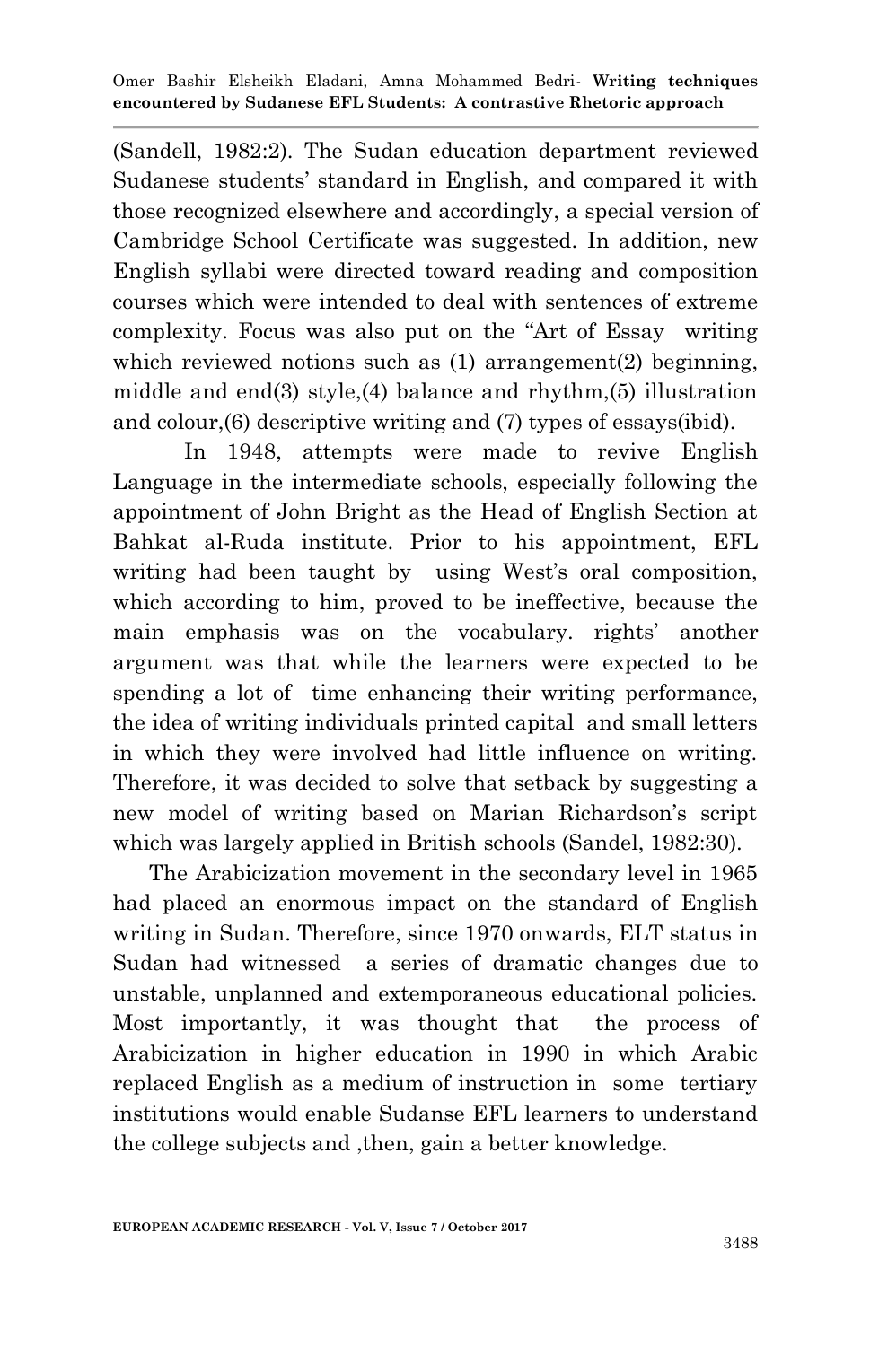(Sandell, 1982:2). The Sudan education department reviewed Sudanese students' standard in English, and compared it with those recognized elsewhere and accordingly, a special version of Cambridge School Certificate was suggested. In addition, new English syllabi were directed toward reading and composition courses which were intended to deal with sentences of extreme complexity. Focus was also put on the "Art of Essay writing which reviewed notions such as (1) arrangement(2) beginning, middle and end(3) style,(4) balance and rhythm,(5) illustration and colour,(6) descriptive writing and (7) types of essays(ibid).

In 1948, attempts were made to revive English Language in the intermediate schools, especially following the appointment of John Bright as the Head of English Section at Bahkat al-Ruda institute. Prior to his appointment, EFL writing had been taught by using West's oral composition, which according to him, proved to be ineffective, because the main emphasis was on the vocabulary. rights' another argument was that while the learners were expected to be spending a lot of time enhancing their writing performance, the idea of writing individuals printed capital and small letters in which they were involved had little influence on writing. Therefore, it was decided to solve that setback by suggesting a new model of writing based on Marian Richardson's script which was largely applied in British schools (Sandel, 1982:30).

The Arabicization movement in the secondary level in 1965 had placed an enormous impact on the standard of English writing in Sudan. Therefore, since 1970 onwards, ELT status in Sudan had witnessed a series of dramatic changes due to unstable, unplanned and extemporaneous educational policies. Most importantly, it was thought that the process of Arabicization in higher education in 1990 in which Arabic replaced English as a medium of instruction in some tertiary institutions would enable Sudanse EFL learners to understand the college subjects and ,then, gain a better knowledge.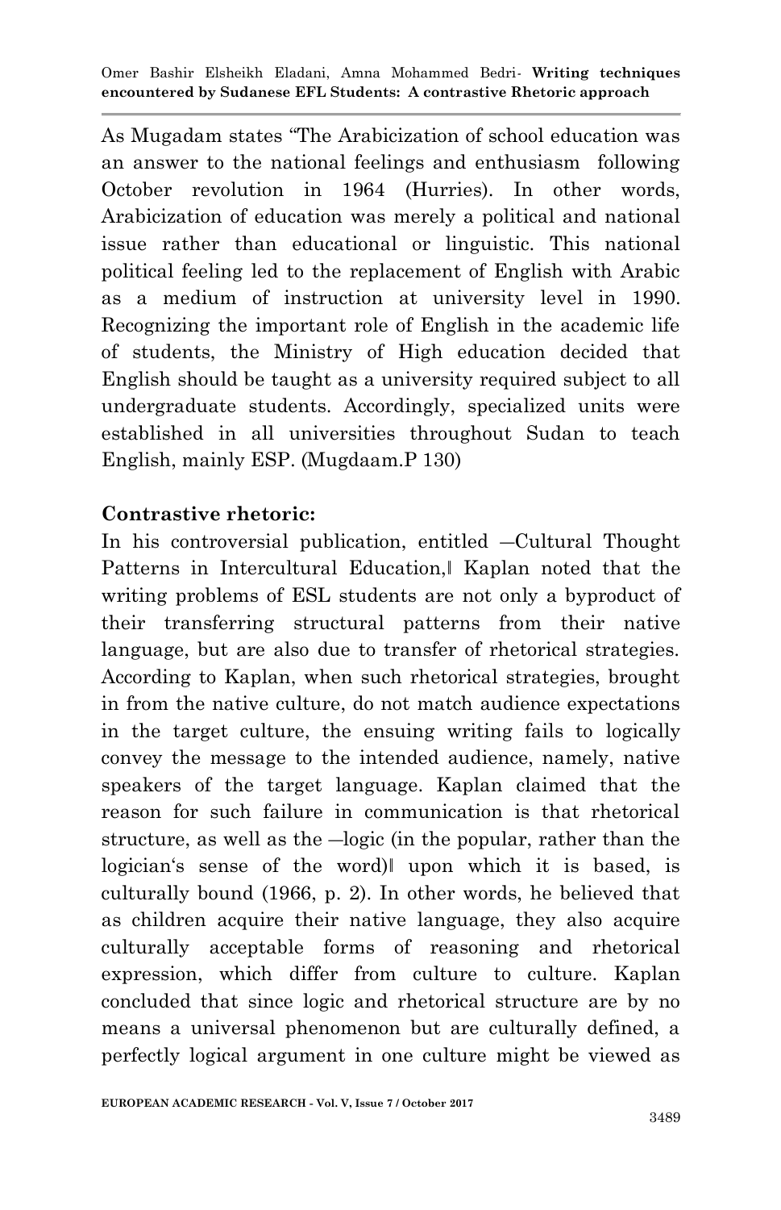As Mugadam states "The Arabicization of school education was an answer to the national feelings and enthusiasm following October revolution in 1964 (Hurries). In other words, Arabicization of education was merely a political and national issue rather than educational or linguistic. This national political feeling led to the replacement of English with Arabic as a medium of instruction at university level in 1990. Recognizing the important role of English in the academic life of students, the Ministry of High education decided that English should be taught as a university required subject to all undergraduate students. Accordingly, specialized units were established in all universities throughout Sudan to teach English, mainly ESP. (Mugdaam.P 130)

**Contrastive rhetoric:**

In his controversial publication, entitled ―Cultural Thought Patterns in Intercultural Education,‖ Kaplan noted that the writing problems of ESL students are not only a byproduct of their transferring structural patterns from their native language, but are also due to transfer of rhetorical strategies. According to Kaplan, when such rhetorical strategies, brought in from the native culture, do not match audience expectations in the target culture, the ensuing writing fails to logically convey the message to the intended audience, namely, native speakers of the target language. Kaplan claimed that the reason for such failure in communication is that rhetorical structure, as well as the ―logic (in the popular, rather than the logician's sense of the word)‖ upon which it is based, is culturally bound (1966, p. 2). In other words, he believed that as children acquire their native language, they also acquire culturally acceptable forms of reasoning and rhetorical expression, which differ from culture to culture. Kaplan concluded that since logic and rhetorical structure are by no means a universal phenomenon but are culturally defined, a perfectly logical argument in one culture might be viewed as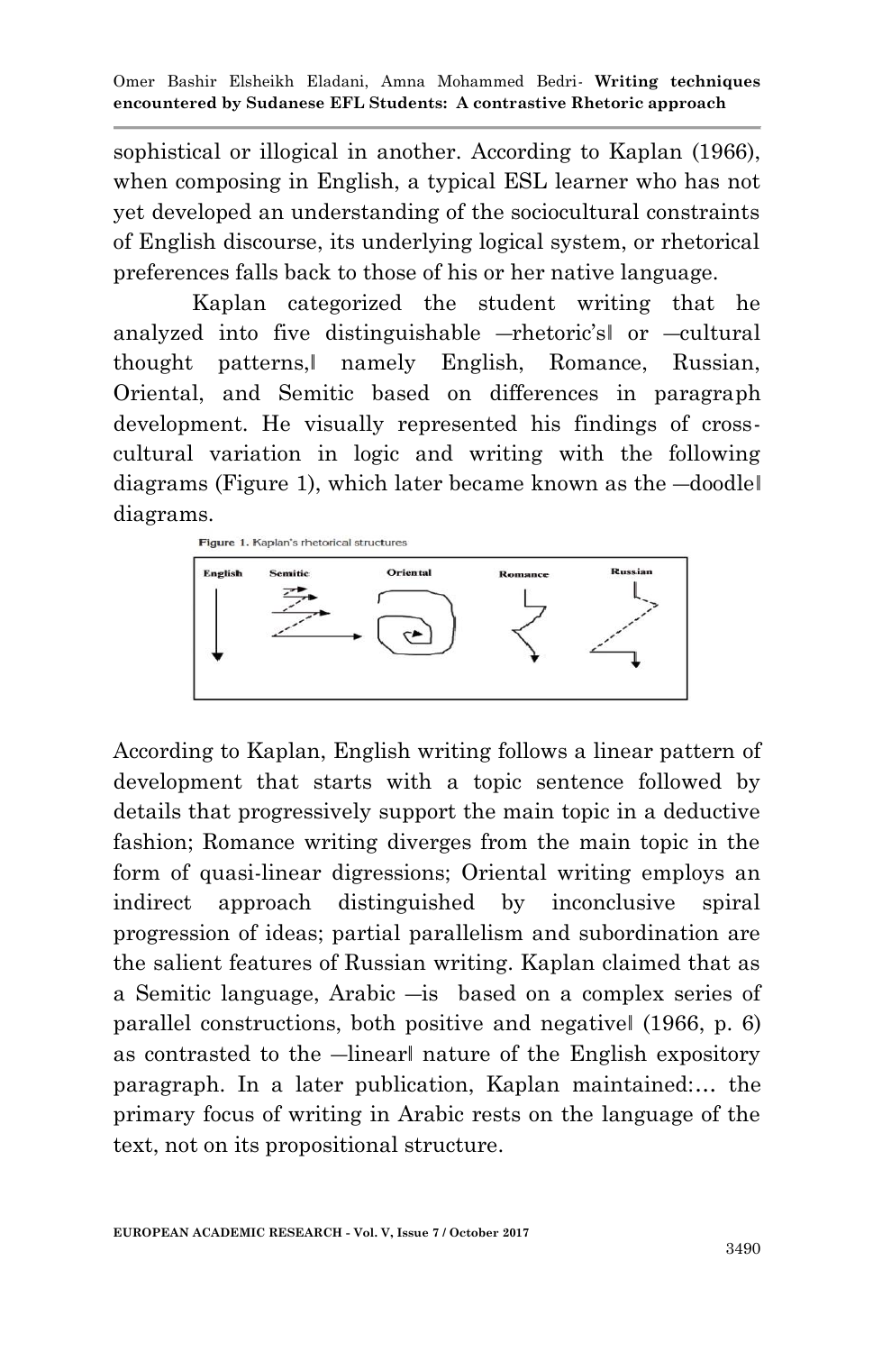sophistical or illogical in another. According to Kaplan (1966), when composing in English, a typical ESL learner who has not yet developed an understanding of the sociocultural constraints of English discourse, its underlying logical system, or rhetorical preferences falls back to those of his or her native language.

Kaplan categorized the student writing that he analyzed into five distinguishable ―rhetoric's‖ or ―cultural thought patterns,‖ namely English, Romance, Russian, Oriental, and Semitic based on differences in paragraph development. He visually represented his findings of cross-cultural variation in logic and writing with the following diagrams (Figure 1), which later became known as the ―doodle‖ diagrams.

**Figure 1.** Kaplan's rhetorical structures

English Semitic Oriental Romance Russian

According to Kaplan, English writing follows a linear pattern of development that starts with a topic sentence followed by details that progressively support the main topic in a deductive fashion; Romance writing diverges from the main topic in the form of quasi-linear digressions; Oriental writing employs an indirect approach distinguished by inconclusive spiral progression of ideas; partial parallelism and subordination are the salient features of Russian writing. Kaplan claimed that as a Semitic language, Arabic ―is based on a complex series of parallel constructions, both positive and negative‖ (1966, p. 6) as contrasted to the ―linear‖ nature of the English expository paragraph. In a later publication, Kaplan maintained:… the primary focus of writing in Arabic rests on the language of the text, not on its propositional structure.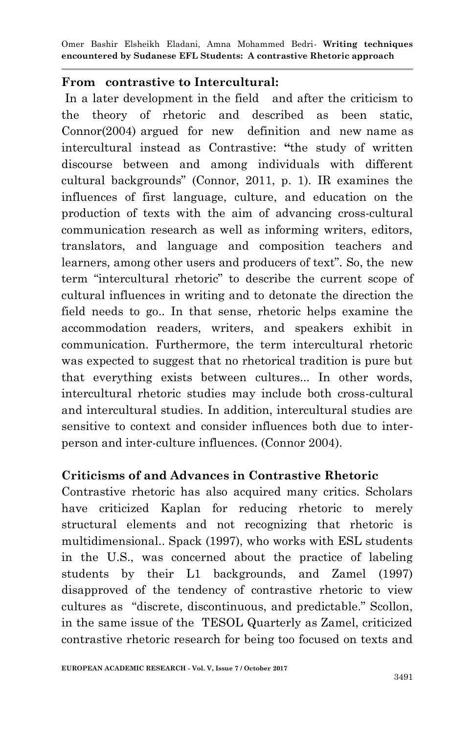**From contrastive to Intercultural:**

In a later development in the field and after the criticism to the theory of rhetoric and described as been static, Connor(2004) argued for new definition and new name as intercultural instead as Contrastive: **"**the study of written discourse between and among individuals with different cultural backgrounds" (Connor, 2011, p. 1). IR examines the influences of first language, culture, and education on the production of texts with the aim of advancing cross-cultural communication research as well as informing writers, editors, translators, and language and composition teachers and learners, among other users and producers of text". So, the new term "intercultural rhetoric" to describe the current scope of cultural influences in writing and to detonate the direction the field needs to go.. In that sense, rhetoric helps examine the accommodation readers, writers, and speakers exhibit in communication. Furthermore, the term intercultural rhetoric was expected to suggest that no rhetorical tradition is pure but that everything exists between cultures... In other words, intercultural rhetoric studies may include both cross-cultural and intercultural studies. In addition, intercultural studies are sensitive to context and consider influences both due to inter-person and inter-culture influences. (Connor 2004).

**Criticisms of and Advances in Contrastive Rhetoric**

Contrastive rhetoric has also acquired many critics. Scholars have criticized Kaplan for reducing rhetoric to merely structural elements and not recognizing that rhetoric is multidimensional.. Spack (1997), who works with ESL students in the U.S., was concerned about the practice of labeling students by their L1 backgrounds, and Zamel (1997) disapproved of the tendency of contrastive rhetoric to view cultures as "discrete, discontinuous, and predictable." Scollon, in the same issue of the TESOL Quarterly as Zamel, criticized contrastive rhetoric research for being too focused on texts and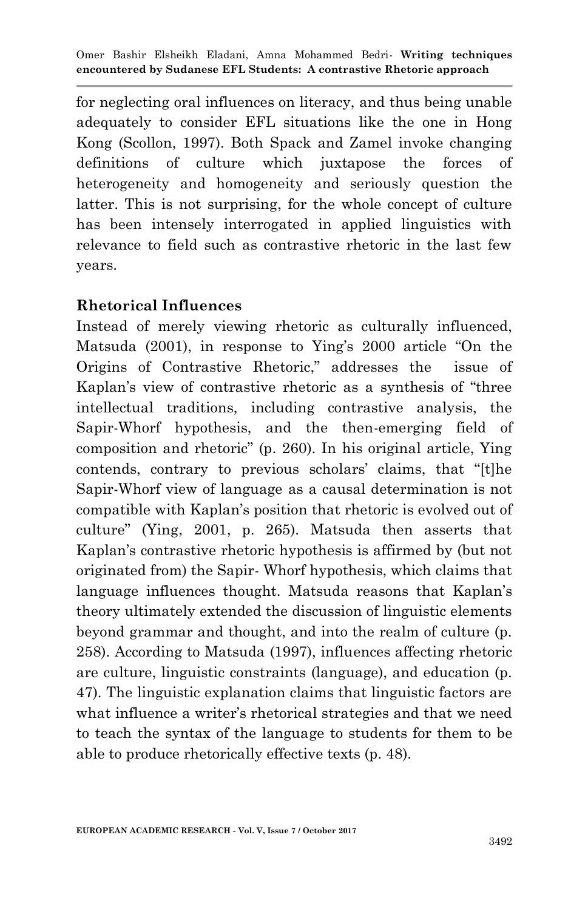for neglecting oral influences on literacy, and thus being unable adequately to consider EFL situations like the one in Hong Kong (Scollon, 1997). Both Spack and Zamel invoke changing definitions of culture which juxtapose the forces of heterogeneity and homogeneity and seriously question the latter. This is not surprising, for the whole concept of culture has been intensely interrogated in applied linguistics with relevance to field such as contrastive rhetoric in the last few years.

## Rhetorical Influences

Instead of merely viewing rhetoric as culturally influenced, Matsuda (2001), in response to Ying's 2000 article "On the Origins of Contrastive Rhetoric," addresses the issue of Kaplan's view of contrastive rhetoric as a synthesis of "three intellectual traditions, including contrastive analysis, the Sapir-Whorf hypothesis, and the then-emerging field of composition and rhetoric" (p. 260). In his original article, Ying contends, contrary to previous scholars' claims, that "[t]he Sapir-Whorf view of language as a causal determination is not compatible with Kaplan's position that rhetoric is evolved out of culture" (Ying, 2001, p. 265). Matsuda then asserts that Kaplan's contrastive rhetoric hypothesis is affirmed by (but not originated from) the Sapir- Whorf hypothesis, which claims that language influences thought. Matsuda reasons that Kaplan's theory ultimately extended the discussion of linguistic elements beyond grammar and thought, and into the realm of culture (p. 258). According to Matsuda (1997), influences affecting rhetoric are culture, linguistic constraints (language), and education (p. 47). The linguistic explanation claims that linguistic factors are what influence a writer's rhetorical strategies and that we need to teach the syntax of the language to students for them to be able to produce rhetorically effective texts (p. 48).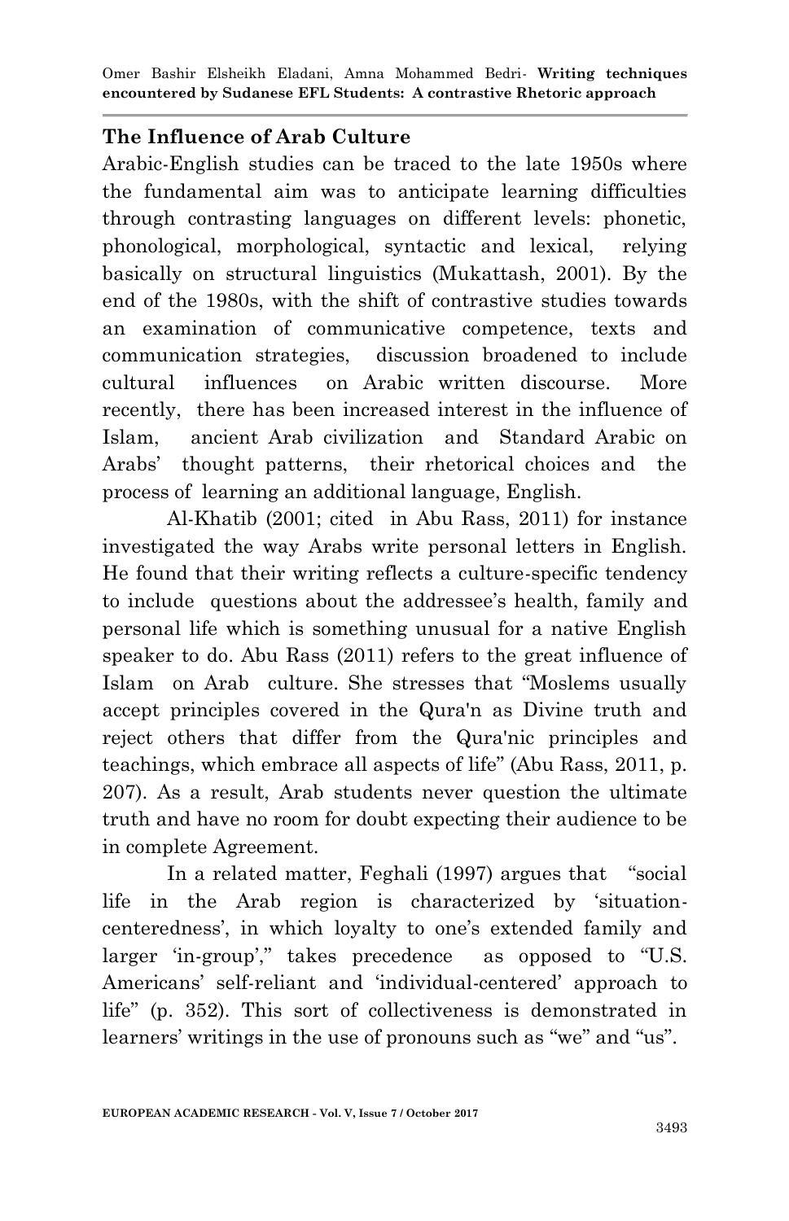## The Influence of Arab Culture

Arabic-English studies can be traced to the late 1950s where the fundamental aim was to anticipate learning difficulties through contrasting languages on different levels: phonetic, phonological, morphological, syntactic and lexical, relying basically on structural linguistics (Mukattash, 2001). By the end of the 1980s, with the shift of contrastive studies towards an examination of communicative competence, texts and communication strategies, discussion broadened to include cultural influences on Arabic written discourse. More recently, there has been increased interest in the influence of Islam, ancient Arab civilization and Standard Arabic on Arabs' thought patterns, their rhetorical choices and the process of learning an additional language, English.

Al-Khatib (2001; cited in Abu Rass, 2011) for instance investigated the way Arabs write personal letters in English. He found that their writing reflects a culture-specific tendency to include questions about the addressee's health, family and personal life which is something unusual for a native English speaker to do. Abu Rass (2011) refers to the great influence of Islam on Arab culture. She stresses that "Moslems usually accept principles covered in the Qura'n as Divine truth and reject others that differ from the Qura'nic principles and teachings, which embrace all aspects of life" (Abu Rass, 2011, p. 207). As a result, Arab students never question the ultimate truth and have no room for doubt expecting their audience to be in complete Agreement.

In a related matter, Feghali (1997) argues that "social life in the Arab region is characterized by 'situation-centeredness', in which loyalty to one's extended family and larger 'in-group'," takes precedence as opposed to "U.S. Americans' self-reliant and 'individual-centered' approach to life" (p. 352). This sort of collectiveness is demonstrated in learners' writings in the use of pronouns such as "we" and "us".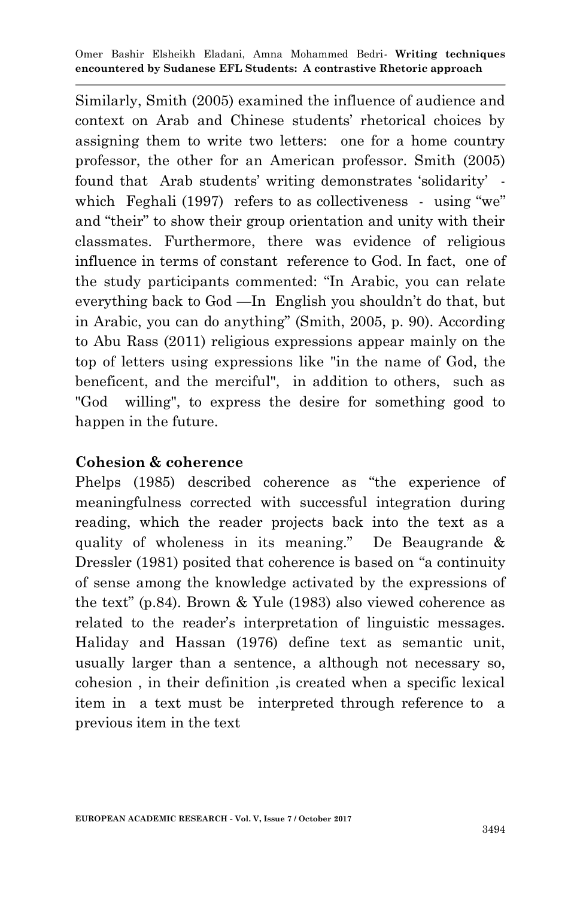Similarly, Smith (2005) examined the influence of audience and context on Arab and Chinese students' rhetorical choices by assigning them to write two letters: one for a home country professor, the other for an American professor. Smith (2005) found that Arab students' writing demonstrates 'solidarity' - which Feghali (1997) refers to as collectiveness - using "we" and "their" to show their group orientation and unity with their classmates. Furthermore, there was evidence of religious influence in terms of constant reference to God. In fact, one of the study participants commented: "In Arabic, you can relate everything back to God —In English you shouldn't do that, but in Arabic, you can do anything" (Smith, 2005, p. 90). According to Abu Rass (2011) religious expressions appear mainly on the top of letters using expressions like "in the name of God, the beneficent, and the merciful", in addition to others, such as "God willing", to express the desire for something good to happen in the future.

**Cohesion & coherence**

Phelps (1985) described coherence as "the experience of meaningfulness corrected with successful integration during reading, which the reader projects back into the text as a quality of wholeness in its meaning." De Beaugrande & Dressler (1981) posited that coherence is based on "a continuity of sense among the knowledge activated by the expressions of the text" (p.84). Brown & Yule (1983) also viewed coherence as related to the reader's interpretation of linguistic messages. Haliday and Hassan (1976) define text as semantic unit, usually larger than a sentence, a although not necessary so, cohesion , in their definition ,is created when a specific lexical item in a text must be interpreted through reference to a previous item in the text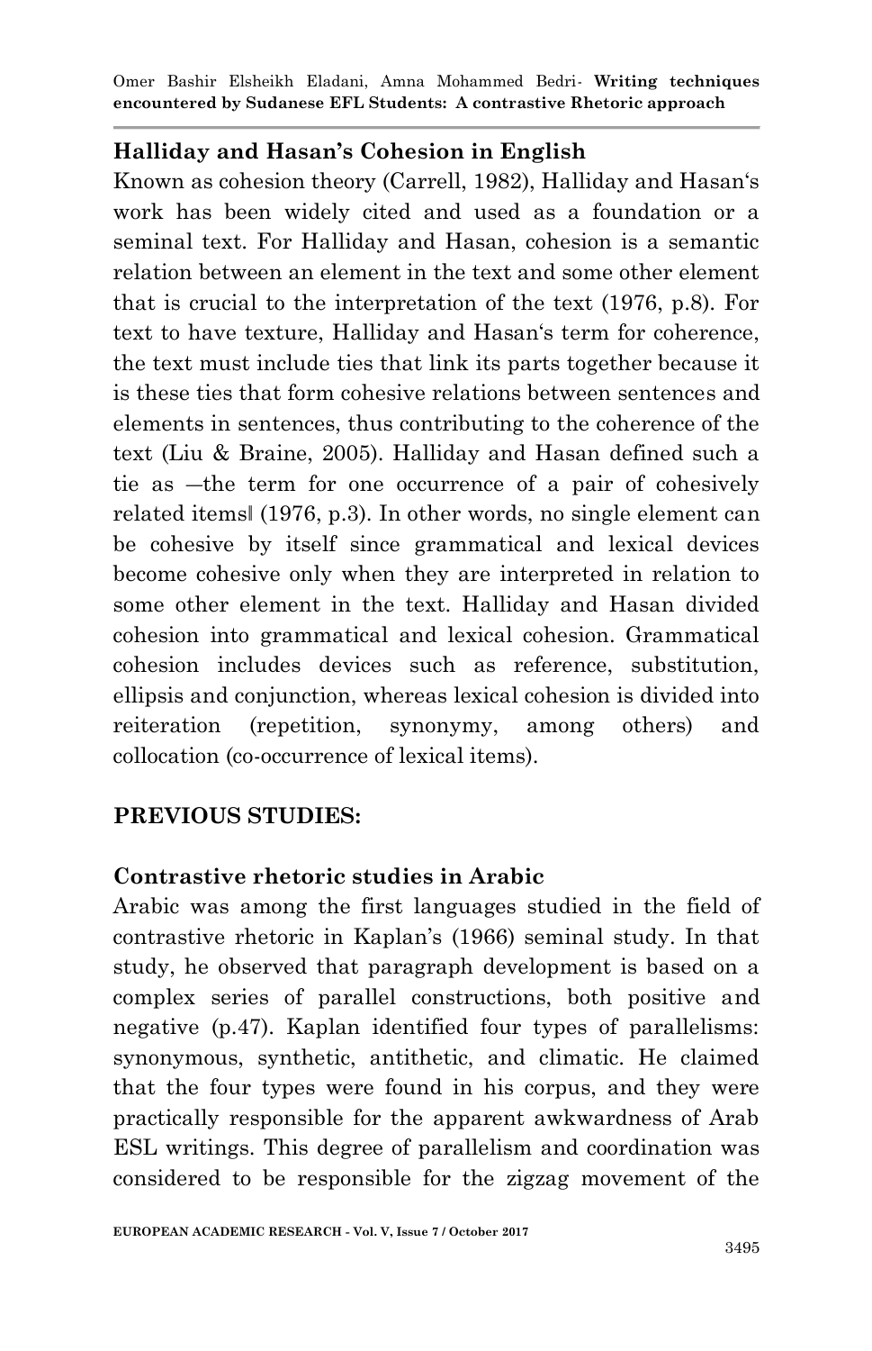## Halliday and Hasan's Cohesion in English

Known as cohesion theory (Carrell, 1982), Halliday and Hasan's work has been widely cited and used as a foundation or a seminal text. For Halliday and Hasan, cohesion is a semantic relation between an element in the text and some other element that is crucial to the interpretation of the text (1976, p.8). For text to have texture, Halliday and Hasan's term for coherence, the text must include ties that link its parts together because it is these ties that form cohesive relations between sentences and elements in sentences, thus contributing to the coherence of the text (Liu & Braine, 2005). Halliday and Hasan defined such a tie as ―the term for one occurrence of a pair of cohesively related items‖ (1976, p.3). In other words, no single element can be cohesive by itself since grammatical and lexical devices become cohesive only when they are interpreted in relation to some other element in the text. Halliday and Hasan divided cohesion into grammatical and lexical cohesion. Grammatical cohesion includes devices such as reference, substitution, ellipsis and conjunction, whereas lexical cohesion is divided into reiteration (repetition, synonymy, among others) and collocation (co-occurrence of lexical items).

## PREVIOUS STUDIES:

### Contrastive rhetoric studies in Arabic

Arabic was among the first languages studied in the field of contrastive rhetoric in Kaplan's (1966) seminal study. In that study, he observed that paragraph development is based on a complex series of parallel constructions, both positive and negative (p.47). Kaplan identified four types of parallelisms: synonymous, synthetic, antithetic, and climatic. He claimed that the four types were found in his corpus, and they were practically responsible for the apparent awkwardness of Arab ESL writings. This degree of parallelism and coordination was considered to be responsible for the zigzag movement of the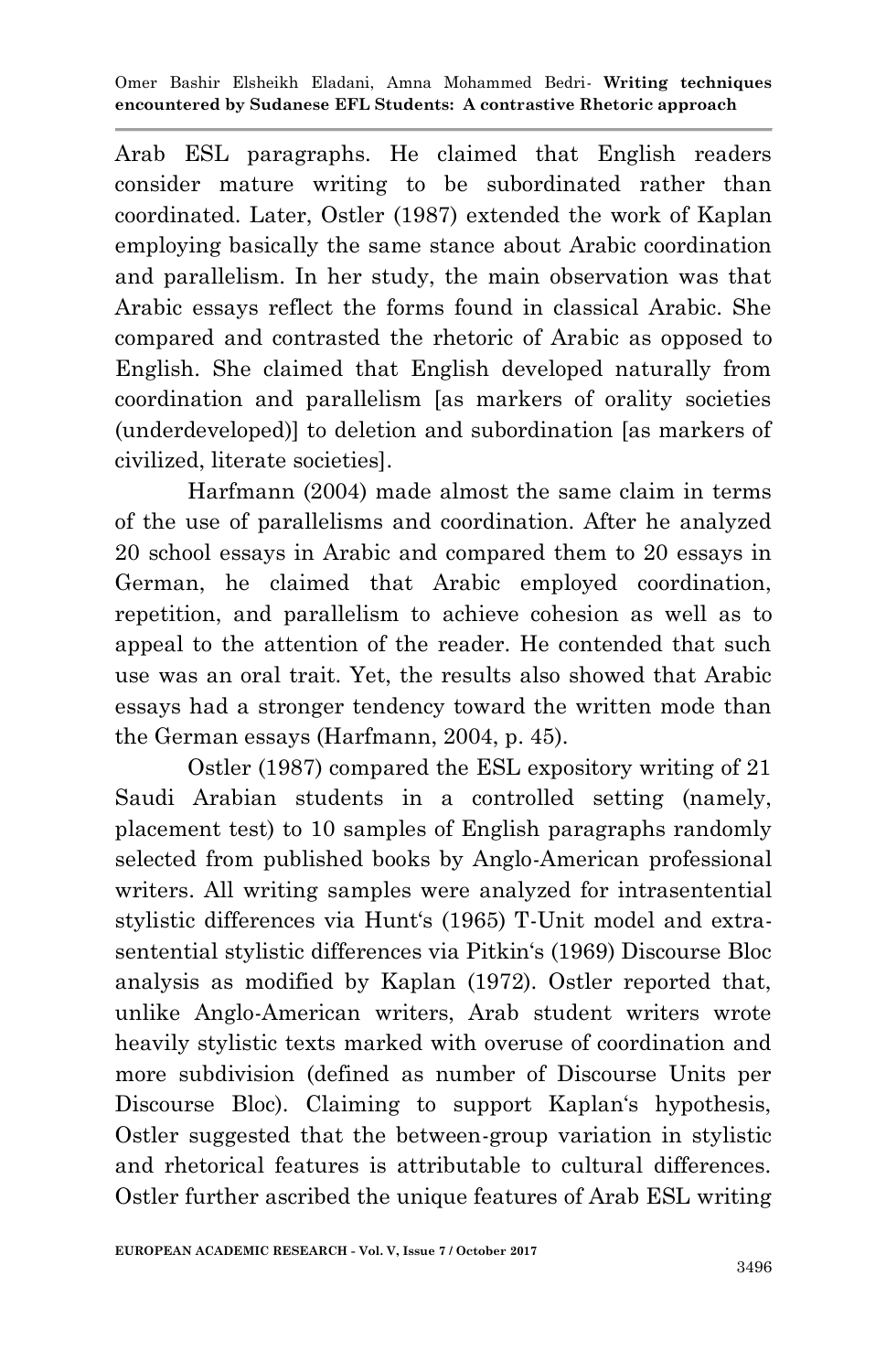Arab ESL paragraphs. He claimed that English readers consider mature writing to be subordinated rather than coordinated. Later, Ostler (1987) extended the work of Kaplan employing basically the same stance about Arabic coordination and parallelism. In her study, the main observation was that Arabic essays reflect the forms found in classical Arabic. She compared and contrasted the rhetoric of Arabic as opposed to English. She claimed that English developed naturally from coordination and parallelism [as markers of orality societies (underdeveloped)] to deletion and subordination [as markers of civilized, literate societies].

Harfmann (2004) made almost the same claim in terms of the use of parallelisms and coordination. After he analyzed 20 school essays in Arabic and compared them to 20 essays in German, he claimed that Arabic employed coordination, repetition, and parallelism to achieve cohesion as well as to appeal to the attention of the reader. He contended that such use was an oral trait. Yet, the results also showed that Arabic essays had a stronger tendency toward the written mode than the German essays (Harfmann, 2004, p. 45).

Ostler (1987) compared the ESL expository writing of 21 Saudi Arabian students in a controlled setting (namely, placement test) to 10 samples of English paragraphs randomly selected from published books by Anglo-American professional writers. All writing samples were analyzed for intrasentential stylistic differences via Hunt's (1965) T-Unit model and extra-sentential stylistic differences via Pitkin's (1969) Discourse Bloc analysis as modified by Kaplan (1972). Ostler reported that, unlike Anglo-American writers, Arab student writers wrote heavily stylistic texts marked with overuse of coordination and more subdivision (defined as number of Discourse Units per Discourse Bloc). Claiming to support Kaplan's hypothesis, Ostler suggested that the between-group variation in stylistic and rhetorical features is attributable to cultural differences. Ostler further ascribed the unique features of Arab ESL writing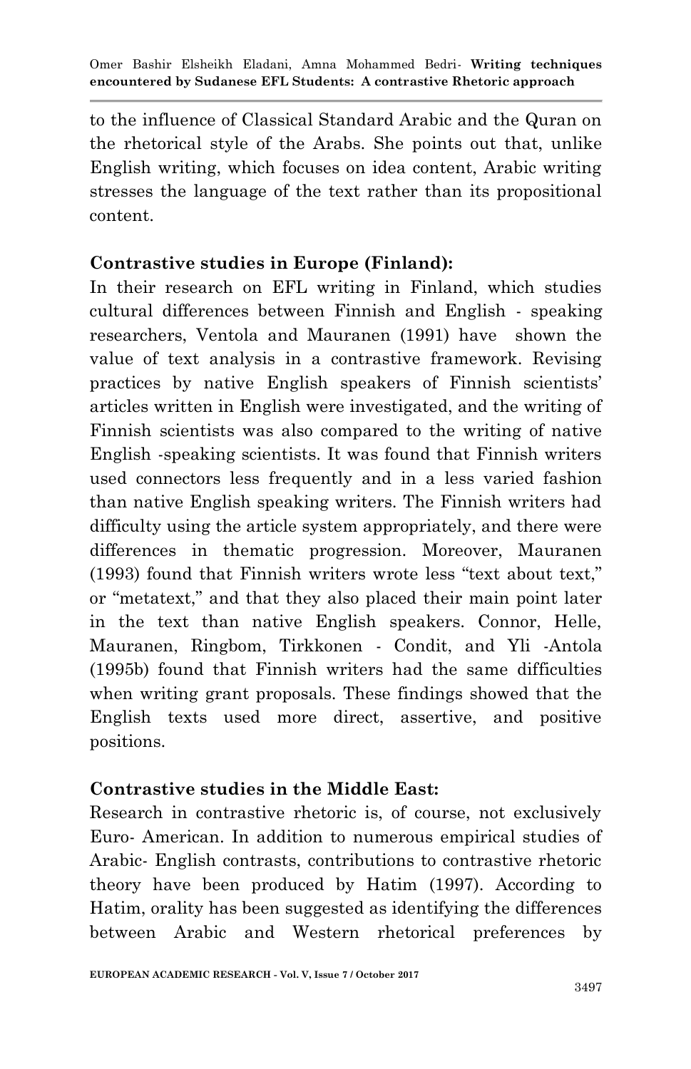to the influence of Classical Standard Arabic and the Quran on the rhetorical style of the Arabs. She points out that, unlike English writing, which focuses on idea content, Arabic writing stresses the language of the text rather than its propositional content.

**Contrastive studies in Europe (Finland):**

In their research on EFL writing in Finland, which studies cultural differences between Finnish and English - speaking researchers, Ventola and Mauranen (1991) have shown the value of text analysis in a contrastive framework. Revising practices by native English speakers of Finnish scientists' articles written in English were investigated, and the writing of Finnish scientists was also compared to the writing of native English -speaking scientists. It was found that Finnish writers used connectors less frequently and in a less varied fashion than native English speaking writers. The Finnish writers had difficulty using the article system appropriately, and there were differences in thematic progression. Moreover, Mauranen (1993) found that Finnish writers wrote less "text about text," or "metatext," and that they also placed their main point later in the text than native English speakers. Connor, Helle, Mauranen, Ringbom, Tirkkonen - Condit, and Yli -Antola (1995b) found that Finnish writers had the same difficulties when writing grant proposals. These findings showed that the English texts used more direct, assertive, and positive positions.

**Contrastive studies in the Middle East:**

Research in contrastive rhetoric is, of course, not exclusively Euro- American. In addition to numerous empirical studies of Arabic- English contrasts, contributions to contrastive rhetoric theory have been produced by Hatim (1997). According to Hatim, orality has been suggested as identifying the differences between Arabic and Western rhetorical preferences by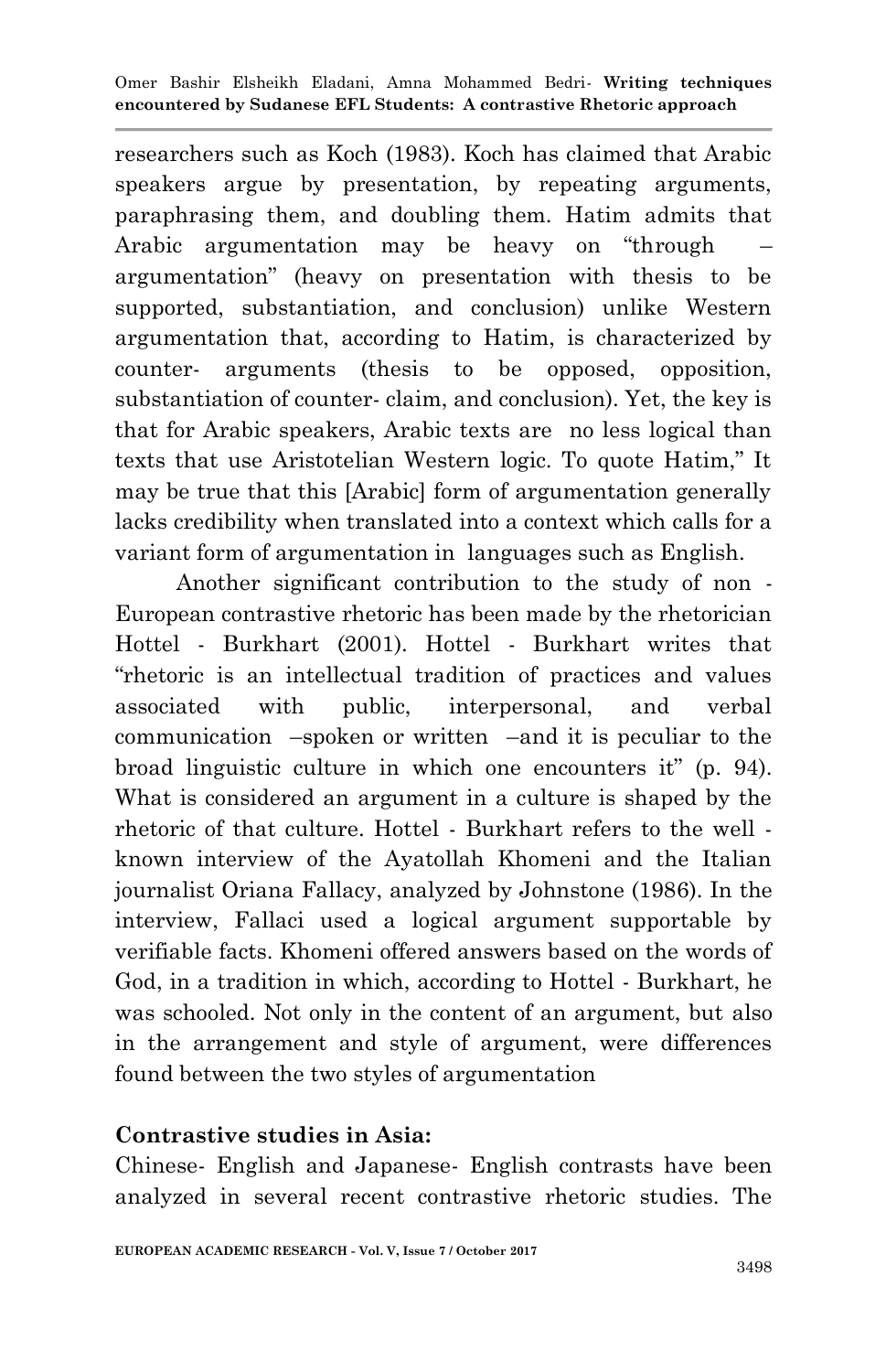researchers such as Koch (1983). Koch has claimed that Arabic speakers argue by presentation, by repeating arguments, paraphrasing them, and doubling them. Hatim admits that Arabic argumentation may be heavy on "through – argumentation" (heavy on presentation with thesis to be supported, substantiation, and conclusion) unlike Western argumentation that, according to Hatim, is characterized by counter- arguments (thesis to be opposed, opposition, substantiation of counter- claim, and conclusion). Yet, the key is that for Arabic speakers, Arabic texts are no less logical than texts that use Aristotelian Western logic. To quote Hatim," It may be true that this [Arabic] form of argumentation generally lacks credibility when translated into a context which calls for a variant form of argumentation in languages such as English.

Another significant contribution to the study of non - European contrastive rhetoric has been made by the rhetorician Hottel - Burkhart (2001). Hottel - Burkhart writes that "rhetoric is an intellectual tradition of practices and values associated with public, interpersonal, and verbal communication –spoken or written –and it is peculiar to the broad linguistic culture in which one encounters it" (p. 94). What is considered an argument in a culture is shaped by the rhetoric of that culture. Hottel - Burkhart refers to the well - known interview of the Ayatollah Khomeni and the Italian journalist Oriana Fallacy, analyzed by Johnstone (1986). In the interview, Fallaci used a logical argument supportable by verifiable facts. Khomeni offered answers based on the words of God, in a tradition in which, according to Hottel - Burkhart, he was schooled. Not only in the content of an argument, but also in the arrangement and style of argument, were differences found between the two styles of argumentation

**Contrastive studies in Asia:**

Chinese- English and Japanese- English contrasts have been analyzed in several recent contrastive rhetoric studies. The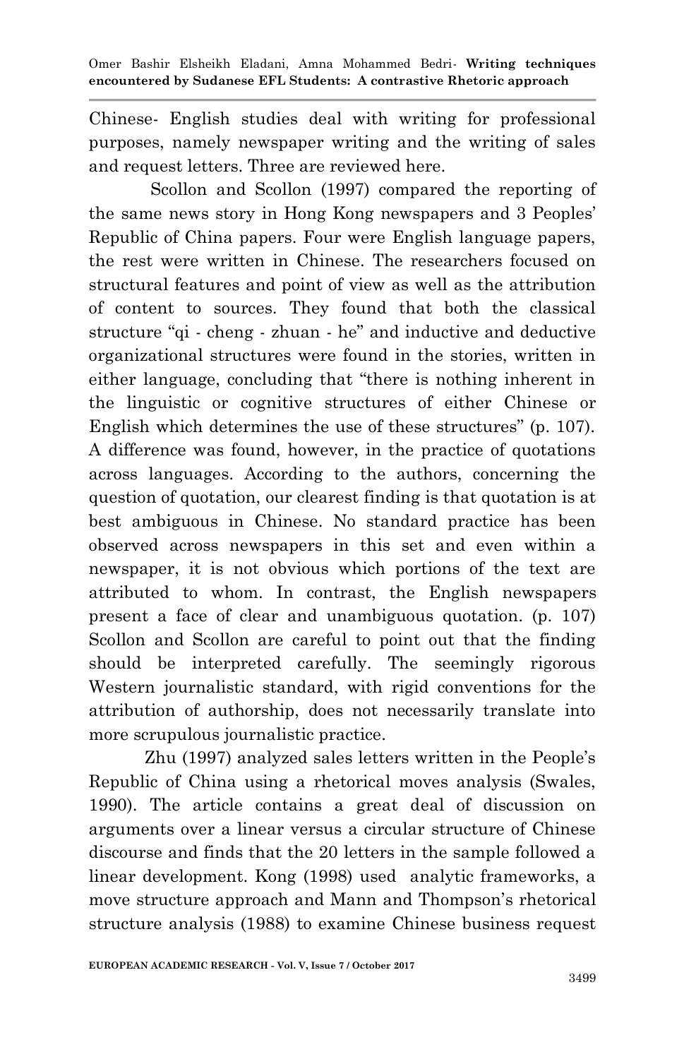Chinese- English studies deal with writing for professional purposes, namely newspaper writing and the writing of sales and request letters. Three are reviewed here.

Scollon and Scollon (1997) compared the reporting of the same news story in Hong Kong newspapers and 3 Peoples' Republic of China papers. Four were English language papers, the rest were written in Chinese. The researchers focused on structural features and point of view as well as the attribution of content to sources. They found that both the classical structure "qi - cheng - zhuan - he" and inductive and deductive organizational structures were found in the stories, written in either language, concluding that "there is nothing inherent in the linguistic or cognitive structures of either Chinese or English which determines the use of these structures" (p. 107). A difference was found, however, in the practice of quotations across languages. According to the authors, concerning the question of quotation, our clearest finding is that quotation is at best ambiguous in Chinese. No standard practice has been observed across newspapers in this set and even within a newspaper, it is not obvious which portions of the text are attributed to whom. In contrast, the English newspapers present a face of clear and unambiguous quotation. (p. 107) Scollon and Scollon are careful to point out that the finding should be interpreted carefully. The seemingly rigorous Western journalistic standard, with rigid conventions for the attribution of authorship, does not necessarily translate into more scrupulous journalistic practice.

Zhu (1997) analyzed sales letters written in the People's Republic of China using a rhetorical moves analysis (Swales, 1990). The article contains a great deal of discussion on arguments over a linear versus a circular structure of Chinese discourse and finds that the 20 letters in the sample followed a linear development. Kong (1998) used analytic frameworks, a move structure approach and Mann and Thompson's rhetorical structure analysis (1988) to examine Chinese business request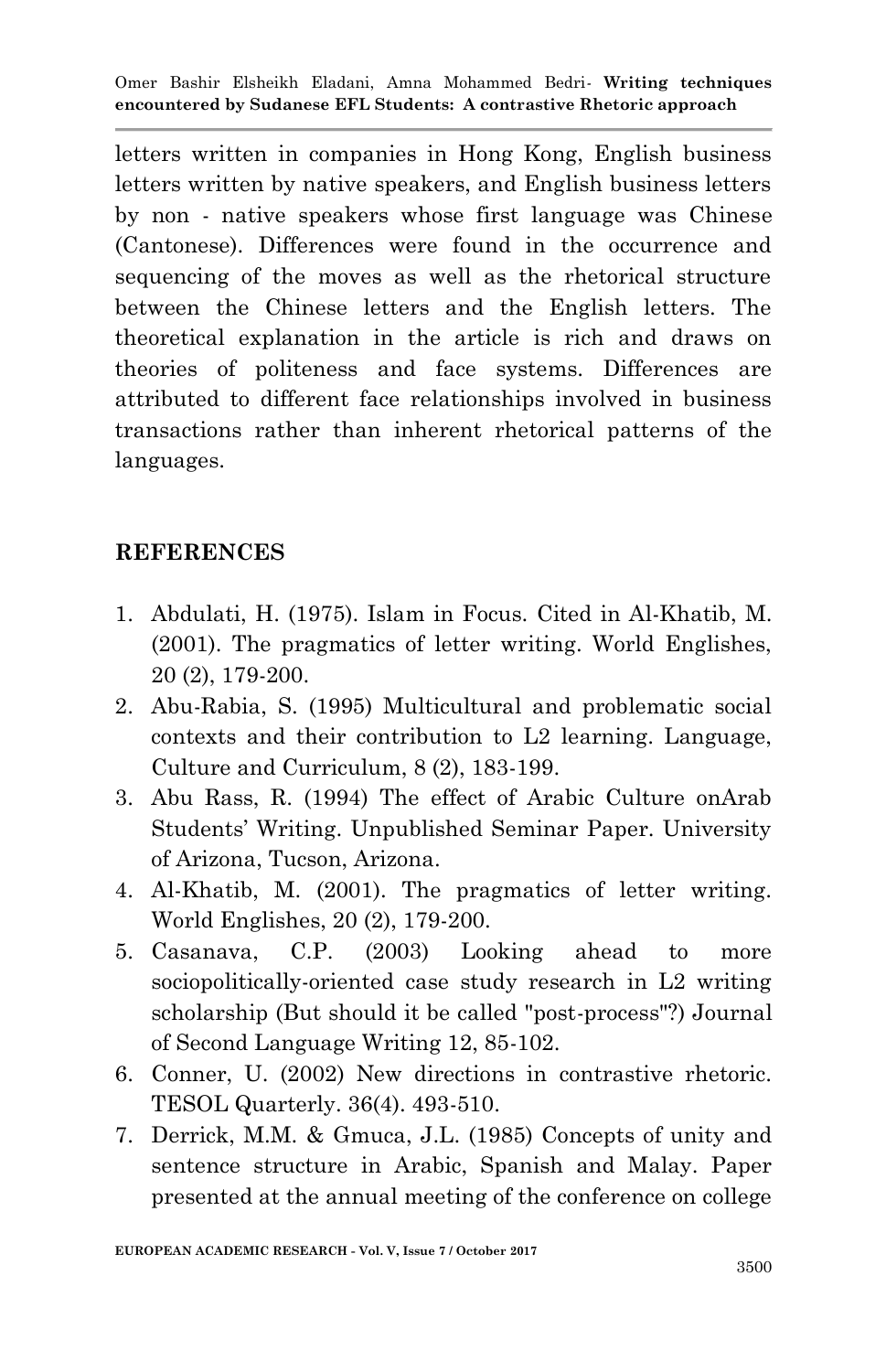letters written in companies in Hong Kong, English business letters written by native speakers, and English business letters by non - native speakers whose first language was Chinese (Cantonese). Differences were found in the occurrence and sequencing of the moves as well as the rhetorical structure between the Chinese letters and the English letters. The theoretical explanation in the article is rich and draws on theories of politeness and face systems. Differences are attributed to different face relationships involved in business transactions rather than inherent rhetorical patterns of the languages.

## REFERENCES

1. Abdulati, H. (1975). Islam in Focus. Cited in Al-Khatib, M. (2001). The pragmatics of letter writing. World Englishes, 20 (2), 179-200.
2. Abu-Rabia, S. (1995) Multicultural and problematic social contexts and their contribution to L2 learning. Language, Culture and Curriculum, 8 (2), 183-199.
3. Abu Rass, R. (1994) The effect of Arabic Culture onArab Students' Writing. Unpublished Seminar Paper. University of Arizona, Tucson, Arizona.
4. Al-Khatib, M. (2001). The pragmatics of letter writing. World Englishes, 20 (2), 179-200.
5. Casanava, C.P. (2003) Looking ahead to more sociopolitically-oriented case study research in L2 writing scholarship (But should it be called "post-process"?) Journal of Second Language Writing 12, 85-102.
6. Conner, U. (2002) New directions in contrastive rhetoric. TESOL Quarterly. 36(4). 493-510.
7. Derrick, M.M. & Gmuca, J.L. (1985) Concepts of unity and sentence structure in Arabic, Spanish and Malay. Paper presented at the annual meeting of the conference on college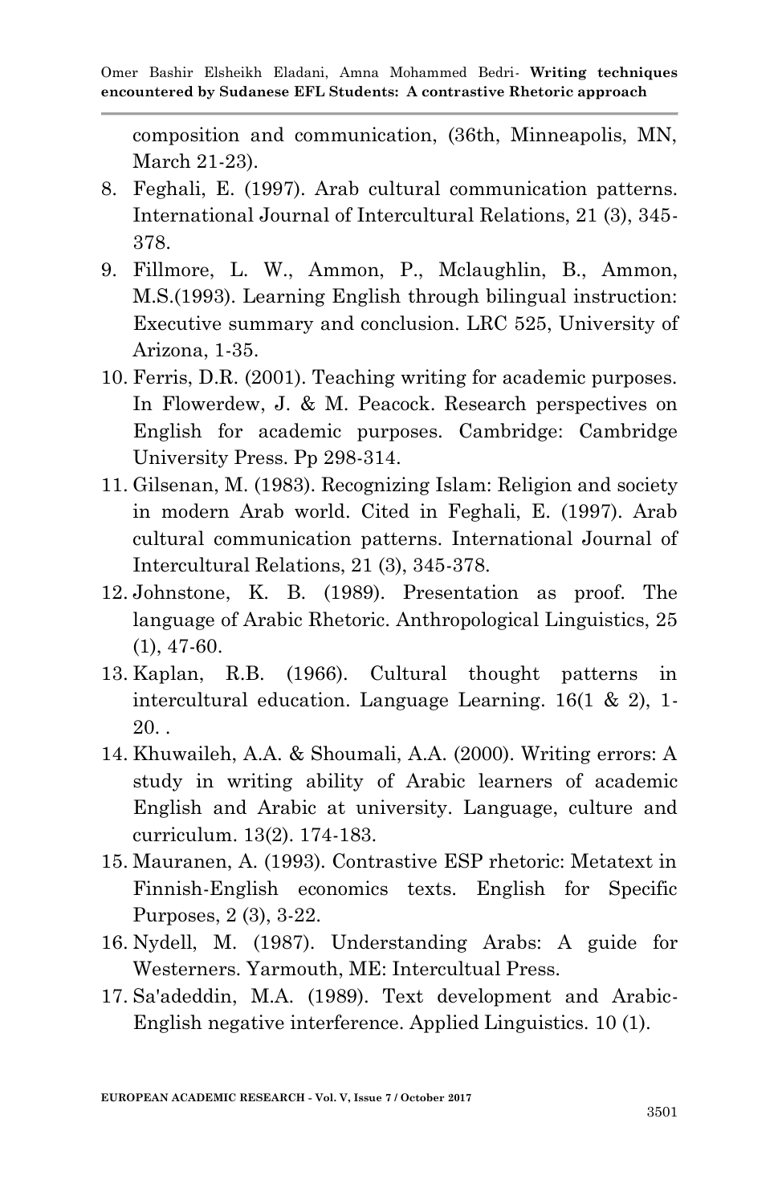composition and communication, (36th, Minneapolis, MN, March 21-23).

8. Feghali, E. (1997). Arab cultural communication patterns. International Journal of Intercultural Relations, 21 (3), 345-378.
9. Fillmore, L. W., Ammon, P., Mclaughlin, B., Ammon, M.S.(1993). Learning English through bilingual instruction: Executive summary and conclusion. LRC 525, University of Arizona, 1-35.
10. Ferris, D.R. (2001). Teaching writing for academic purposes. In Flowerdew, J. & M. Peacock. Research perspectives on English for academic purposes. Cambridge: Cambridge University Press. Pp 298-314.
11. Gilsenan, M. (1983). Recognizing Islam: Religion and society in modern Arab world. Cited in Feghali, E. (1997). Arab cultural communication patterns. International Journal of Intercultural Relations, 21 (3), 345-378.
12. Johnstone, K. B. (1989). Presentation as proof. The language of Arabic Rhetoric. Anthropological Linguistics, 25 (1), 47-60.
13. Kaplan, R.B. (1966). Cultural thought patterns in intercultural education. Language Learning. 16(1 & 2), 1-20. .
14. Khuwaileh, A.A. & Shoumali, A.A. (2000). Writing errors: A study in writing ability of Arabic learners of academic English and Arabic at university. Language, culture and curriculum. 13(2). 174-183.
15. Mauranen, A. (1993). Contrastive ESP rhetoric: Metatext in Finnish-English economics texts. English for Specific Purposes, 2 (3), 3-22.
16. Nydell, M. (1987). Understanding Arabs: A guide for Westerners. Yarmouth, ME: Intercultual Press.
17. Sa'adeddin, M.A. (1989). Text development and Arabic-English negative interference. Applied Linguistics. 10 (1).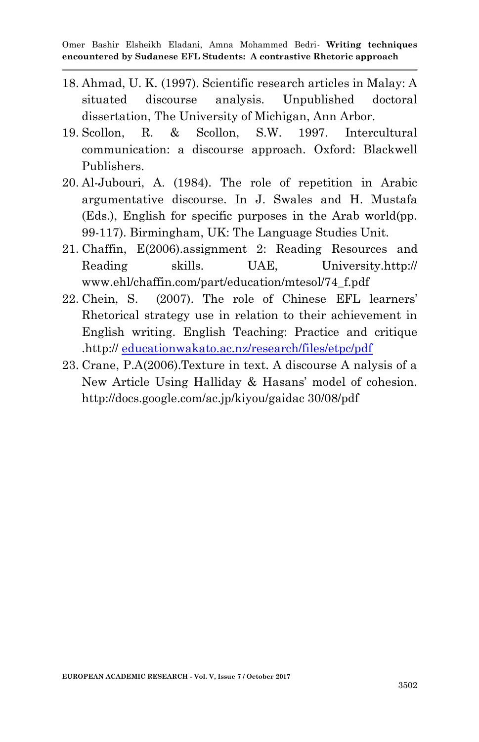18. Ahmad, U. K. (1997). Scientific research articles in Malay: A situated discourse analysis. Unpublished doctoral dissertation, The University of Michigan, Ann Arbor.
19. Scollon, R. & Scollon, S.W. 1997. Intercultural communication: a discourse approach. Oxford: Blackwell Publishers.
20. Al-Jubouri, A. (1984). The role of repetition in Arabic argumentative discourse. In J. Swales and H. Mustafa (Eds.), English for specific purposes in the Arab world(pp. 99-117). Birmingham, UK: The Language Studies Unit.
21. Chaffin, E(2006).assignment 2: Reading Resources and Reading skills. UAE, University.http:// www.ehl/chaffin.com/part/education/mtesol/74_f.pdf
22. Chein, S. (2007). The role of Chinese EFL learners' Rhetorical strategy use in relation to their achievement in English writing. English Teaching: Practice and critique .http:// educationwakato.ac.nz/research/files/etpc/pdf
23. Crane, P.A(2006).Texture in text. A discourse A nalysis of a New Article Using Halliday & Hasans' model of cohesion. http://docs.google.com/ac.jp/kiyou/gaidac 30/08/pdf